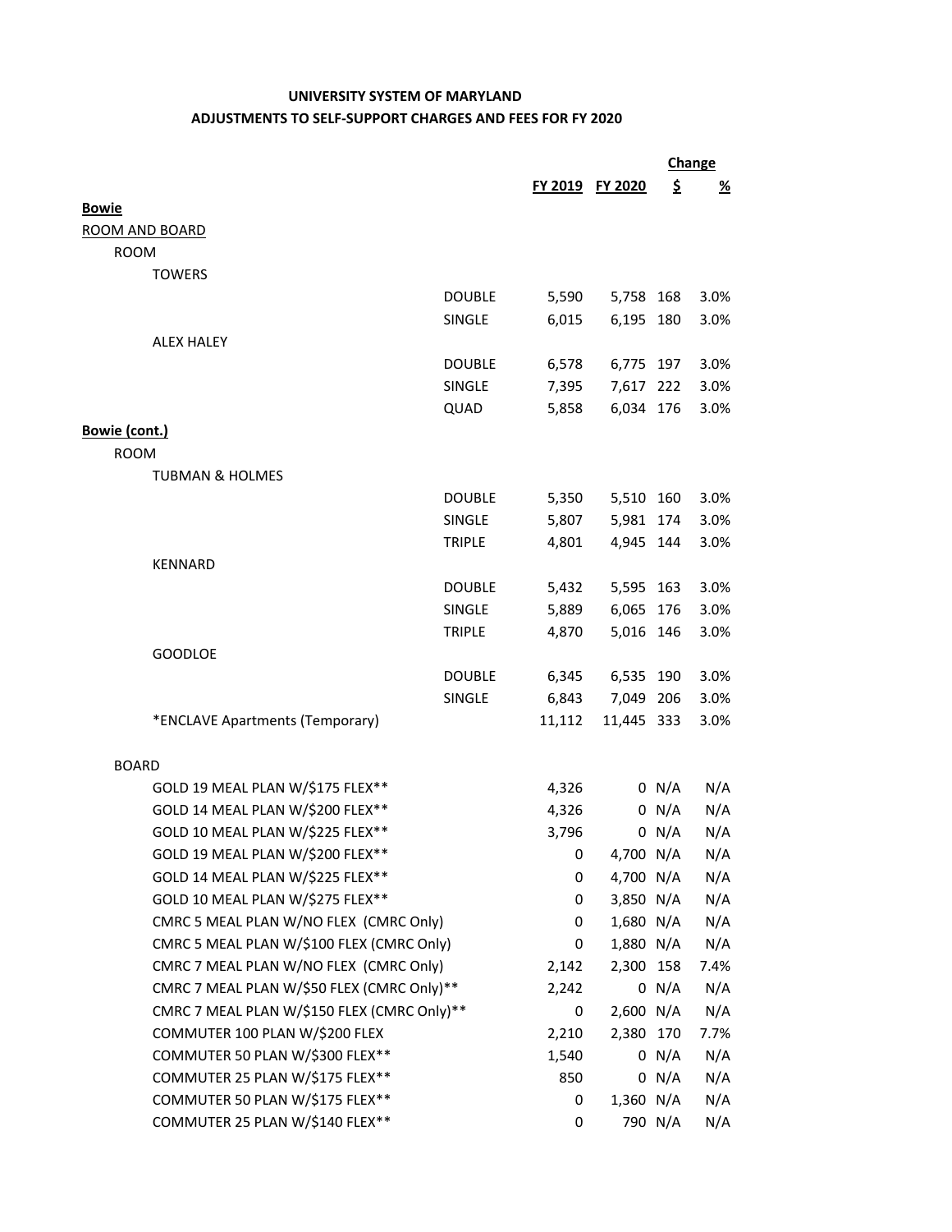**UNIVERSITY SYSTEM OF MARYLAND**
**ADJUSTMENTS TO SELF-SUPPORT CHARGES AND FEES FOR FY 2020**

| | | FY 2019 | FY 2020 | Change $ | Change % |
|---|---|---|---|---|---|
| **Bowie** | | | | | |
| ROOM AND BOARD | | | | | |
| ROOM | | | | | |
| TOWERS | | | | | |
| | DOUBLE | 5,590 | 5,758 | 168 | 3.0% |
| | SINGLE | 6,015 | 6,195 | 180 | 3.0% |
| ALEX HALEY | | | | | |
| | DOUBLE | 6,578 | 6,775 | 197 | 3.0% |
| | SINGLE | 7,395 | 7,617 | 222 | 3.0% |
| | QUAD | 5,858 | 6,034 | 176 | 3.0% |
| **Bowie (cont.)** | | | | | |
| ROOM | | | | | |
| TUBMAN & HOLMES | | | | | |
| | DOUBLE | 5,350 | 5,510 | 160 | 3.0% |
| | SINGLE | 5,807 | 5,981 | 174 | 3.0% |
| | TRIPLE | 4,801 | 4,945 | 144 | 3.0% |
| KENNARD | | | | | |
| | DOUBLE | 5,432 | 5,595 | 163 | 3.0% |
| | SINGLE | 5,889 | 6,065 | 176 | 3.0% |
| | TRIPLE | 4,870 | 5,016 | 146 | 3.0% |
| GOODLOE | | | | | |
| | DOUBLE | 6,345 | 6,535 | 190 | 3.0% |
| | SINGLE | 6,843 | 7,049 | 206 | 3.0% |
| *ENCLAVE Apartments (Temporary) | | 11,112 | 11,445 | 333 | 3.0% |
| BOARD | | | | | |
| GOLD 19 MEAL PLAN W/$175 FLEX** | | 4,326 | 0 | N/A | N/A |
| GOLD 14 MEAL PLAN W/$200 FLEX** | | 4,326 | 0 | N/A | N/A |
| GOLD 10 MEAL PLAN W/$225 FLEX** | | 3,796 | 0 | N/A | N/A |
| GOLD 19 MEAL PLAN W/$200 FLEX** | | 0 | 4,700 | N/A | N/A |
| GOLD 14 MEAL PLAN W/$225 FLEX** | | 0 | 4,700 | N/A | N/A |
| GOLD 10 MEAL PLAN W/$275 FLEX** | | 0 | 3,850 | N/A | N/A |
| CMRC 5 MEAL PLAN W/NO FLEX (CMRC Only) | | 0 | 1,680 | N/A | N/A |
| CMRC 5 MEAL PLAN W/$100 FLEX (CMRC Only) | | 0 | 1,880 | N/A | N/A |
| CMRC 7 MEAL PLAN W/NO FLEX (CMRC Only) | | 2,142 | 2,300 | 158 | 7.4% |
| CMRC 7 MEAL PLAN W/$50 FLEX (CMRC Only)** | | 2,242 | 0 | N/A | N/A |
| CMRC 7 MEAL PLAN W/$150 FLEX (CMRC Only)** | | 0 | 2,600 | N/A | N/A |
| COMMUTER 100 PLAN W/$200 FLEX | | 2,210 | 2,380 | 170 | 7.7% |
| COMMUTER 50 PLAN W/$300 FLEX** | | 1,540 | 0 | N/A | N/A |
| COMMUTER 25 PLAN W/$175 FLEX** | | 850 | 0 | N/A | N/A |
| COMMUTER 50 PLAN W/$175 FLEX** | | 0 | 1,360 | N/A | N/A |
| COMMUTER 25 PLAN W/$140 FLEX** | | 0 | 790 | N/A | N/A |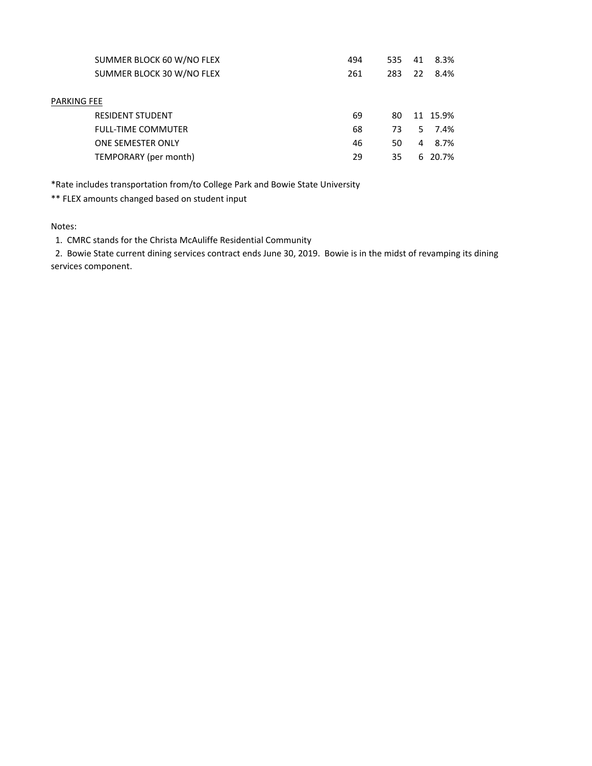| | | | | |
|---|---|---|---|---|
| SUMMER BLOCK 60 W/NO FLEX | 494 | 535 | 41 | 8.3% |
| SUMMER BLOCK 30 W/NO FLEX | 261 | 283 | 22 | 8.4% |
| | | | | |
| <u>PARKING FEE</u> | | | | |
| RESIDENT STUDENT | 69 | 80 | 11 | 15.9% |
| FULL-TIME COMMUTER | 68 | 73 | 5 | 7.4% |
| ONE SEMESTER ONLY | 46 | 50 | 4 | 8.7% |
| TEMPORARY (per month) | 29 | 35 | 6 | 20.7% |

*Rate includes transportation from/to College Park and Bowie State University

** FLEX amounts changed based on student input

Notes:

1. CMRC stands for the Christa McAuliffe Residential Community
2. Bowie State current dining services contract ends June 30, 2019. Bowie is in the midst of revamping its dining services component.